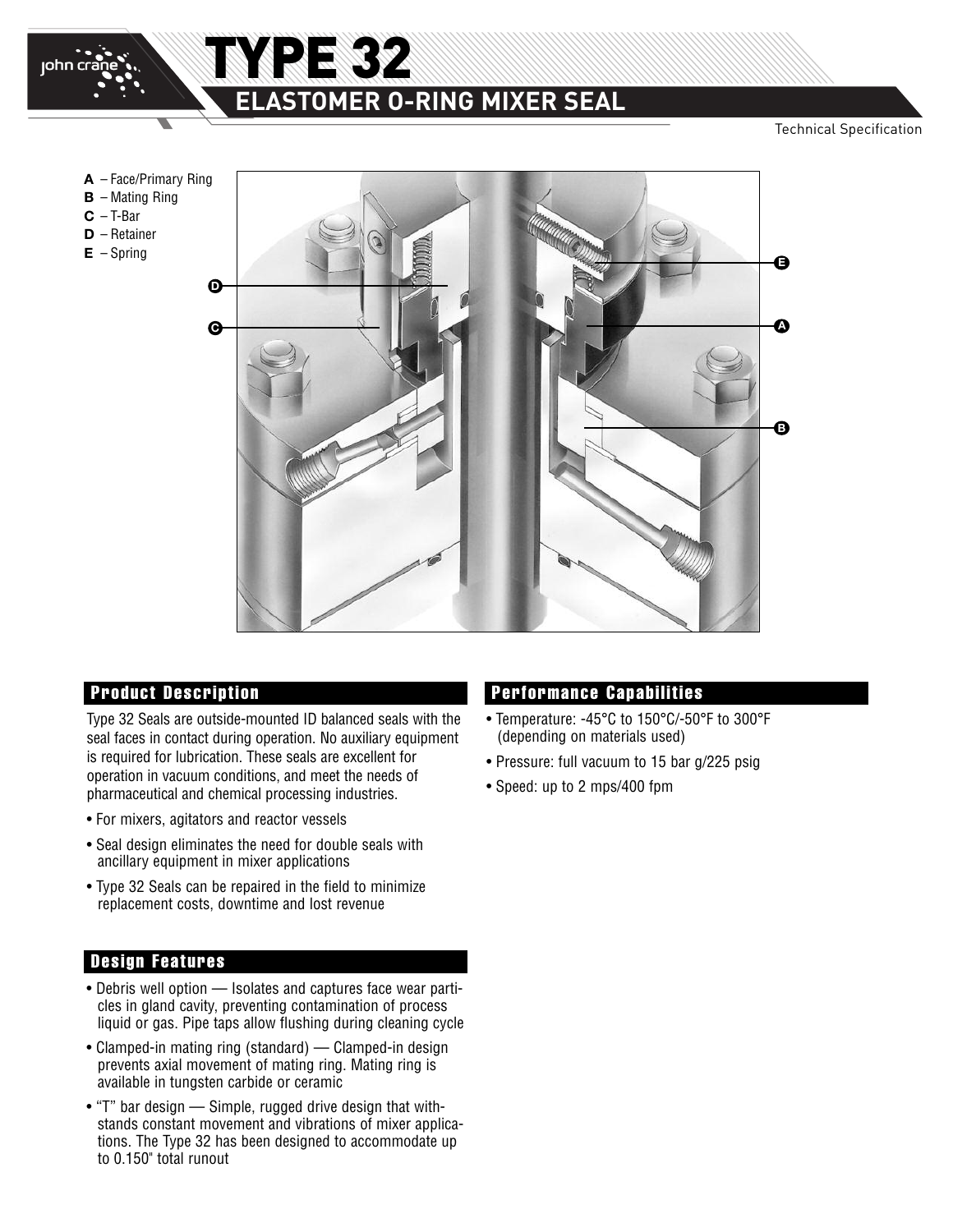# TYPE 32

## ELASTOMER O-RING MIXER SEAL

Technical Specification

**A** – Face/Primary Ring
**B** – Mating Ring
**C** – T-Bar
**D** – Retainer
**E** – Spring

### Product Description

Type 32 Seals are outside-mounted ID balanced seals with the seal faces in contact during operation. No auxiliary equipment is required for lubrication. These seals are excellent for operation in vacuum conditions, and meet the needs of pharmaceutical and chemical processing industries.

- For mixers, agitators and reactor vessels
- Seal design eliminates the need for double seals with ancillary equipment in mixer applications
- Type 32 Seals can be repaired in the field to minimize replacement costs, downtime and lost revenue

### Design Features

- Debris well option — Isolates and captures face wear particles in gland cavity, preventing contamination of process liquid or gas. Pipe taps allow flushing during cleaning cycle
- Clamped-in mating ring (standard) — Clamped-in design prevents axial movement of mating ring. Mating ring is available in tungsten carbide or ceramic
- "T" bar design — Simple, rugged drive design that withstands constant movement and vibrations of mixer applications. The Type 32 has been designed to accommodate up to 0.150" total runout

### Performance Capabilities

- Temperature: -45°C to 150°C/-50°F to 300°F (depending on materials used)
- Pressure: full vacuum to 15 bar g/225 psig
- Speed: up to 2 mps/400 fpm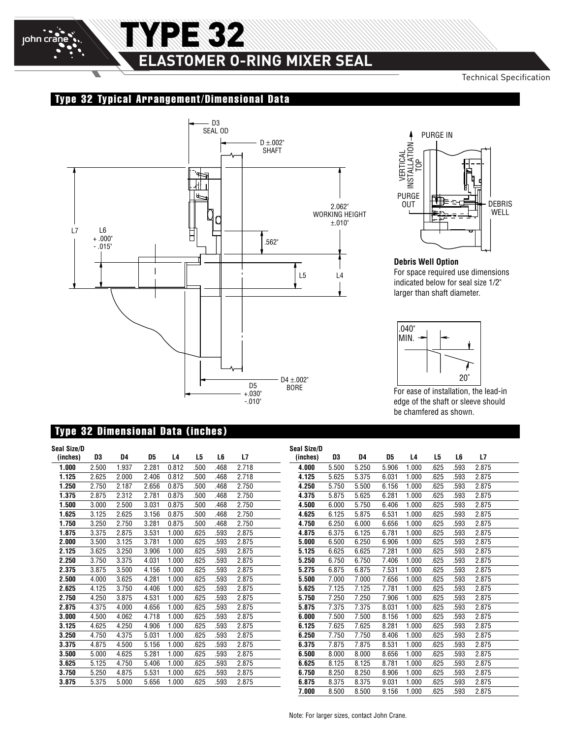# TYPE 32

## ELASTOMER O-RING MIXER SEAL

Technical Specification

### Type 32 Typical Arrangement/Dimensional Data

D3 SEAL OD

D ±.002" SHAFT

2.062" WORKING HEIGHT ±.010"

L7

L6 +.000" -.015"

.562"

L5

L4

D5 +.030" -.010"

D4 ±.002" BORE

PURGE IN

VERTICAL INSTALLATION TOP

PURGE OUT

DEBRIS WELL

**Debris Well Option**

For space required use dimensions indicated below for seal size 1/2" larger than shaft diameter.

.040" MIN.

20°

For ease of installation, the lead-in edge of the shaft or sleeve should be chamfered as shown.

### Type 32 Dimensional Data (inches)

| Seal Size/D (inches) | D3 | D4 | D5 | L4 | L5 | L6 | L7 |
|---|---|---|---|---|---|---|---|
| **1.000** | 2.500 | 1.937 | 2.281 | 0.812 | .500 | .468 | 2.718 |
| **1.125** | 2.625 | 2.000 | 2.406 | 0.812 | .500 | .468 | 2.718 |
| **1.250** | 2.750 | 2.187 | 2.656 | 0.875 | .500 | .468 | 2.750 |
| **1.375** | 2.875 | 2.312 | 2.781 | 0.875 | .500 | .468 | 2.750 |
| **1.500** | 3.000 | 2.500 | 3.031 | 0.875 | .500 | .468 | 2.750 |
| **1.625** | 3.125 | 2.625 | 3.156 | 0.875 | .500 | .468 | 2.750 |
| **1.750** | 3.250 | 2.750 | 3.281 | 0.875 | .500 | .468 | 2.750 |
| **1.875** | 3.375 | 2.875 | 3.531 | 1.000 | .625 | .593 | 2.875 |
| **2.000** | 3.500 | 3.125 | 3.781 | 1.000 | .625 | .593 | 2.875 |
| **2.125** | 3.625 | 3.250 | 3.906 | 1.000 | .625 | .593 | 2.875 |
| **2.250** | 3.750 | 3.375 | 4.031 | 1.000 | .625 | .593 | 2.875 |
| **2.375** | 3.875 | 3.500 | 4.156 | 1.000 | .625 | .593 | 2.875 |
| **2.500** | 4.000 | 3.625 | 4.281 | 1.000 | .625 | .593 | 2.875 |
| **2.625** | 4.125 | 3.750 | 4.406 | 1.000 | .625 | .593 | 2.875 |
| **2.750** | 4.250 | 3.875 | 4.531 | 1.000 | .625 | .593 | 2.875 |
| **2.875** | 4.375 | 4.000 | 4.656 | 1.000 | .625 | .593 | 2.875 |
| **3.000** | 4.500 | 4.062 | 4.718 | 1.000 | .625 | .593 | 2.875 |
| **3.125** | 4.625 | 4.250 | 4.906 | 1.000 | .625 | .593 | 2.875 |
| **3.250** | 4.750 | 4.375 | 5.031 | 1.000 | .625 | .593 | 2.875 |
| **3.375** | 4.875 | 4.500 | 5.156 | 1.000 | .625 | .593 | 2.875 |
| **3.500** | 5.000 | 4.625 | 5.281 | 1.000 | .625 | .593 | 2.875 |
| **3.625** | 5.125 | 4.750 | 5.406 | 1.000 | .625 | .593 | 2.875 |
| **3.750** | 5.250 | 4.875 | 5.531 | 1.000 | .625 | .593 | 2.875 |
| **3.875** | 5.375 | 5.000 | 5.656 | 1.000 | .625 | .593 | 2.875 |
| **4.000** | 5.500 | 5.250 | 5.906 | 1.000 | .625 | .593 | 2.875 |
| **4.125** | 5.625 | 5.375 | 6.031 | 1.000 | .625 | .593 | 2.875 |
| **4.250** | 5.750 | 5.500 | 6.156 | 1.000 | .625 | .593 | 2.875 |
| **4.375** | 5.875 | 5.625 | 6.281 | 1.000 | .625 | .593 | 2.875 |
| **4.500** | 6.000 | 5.750 | 6.406 | 1.000 | .625 | .593 | 2.875 |
| **4.625** | 6.125 | 5.875 | 6.531 | 1.000 | .625 | .593 | 2.875 |
| **4.750** | 6.250 | 6.000 | 6.656 | 1.000 | .625 | .593 | 2.875 |
| **4.875** | 6.375 | 6.125 | 6.781 | 1.000 | .625 | .593 | 2.875 |
| **5.000** | 6.500 | 6.250 | 6.906 | 1.000 | .625 | .593 | 2.875 |
| **5.125** | 6.625 | 6.625 | 7.281 | 1.000 | .625 | .593 | 2.875 |
| **5.250** | 6.750 | 6.750 | 7.406 | 1.000 | .625 | .593 | 2.875 |
| **5.275** | 6.875 | 6.875 | 7.531 | 1.000 | .625 | .593 | 2.875 |
| **5.500** | 7.000 | 7.000 | 7.656 | 1.000 | .625 | .593 | 2.875 |
| **5.625** | 7.125 | 7.125 | 7.781 | 1.000 | .625 | .593 | 2.875 |
| **5.750** | 7.250 | 7.250 | 7.906 | 1.000 | .625 | .593 | 2.875 |
| **5.875** | 7.375 | 7.375 | 8.031 | 1.000 | .625 | .593 | 2.875 |
| **6.000** | 7.500 | 7.500 | 8.156 | 1.000 | .625 | .593 | 2.875 |
| **6.125** | 7.625 | 7.625 | 8.281 | 1.000 | .625 | .593 | 2.875 |
| **6.250** | 7.750 | 7.750 | 8.406 | 1.000 | .625 | .593 | 2.875 |
| **6.375** | 7.875 | 7.875 | 8.531 | 1.000 | .625 | .593 | 2.875 |
| **6.500** | 8.000 | 8.000 | 8.656 | 1.000 | .625 | .593 | 2.875 |
| **6.625** | 8.125 | 8.125 | 8.781 | 1.000 | .625 | .593 | 2.875 |
| **6.750** | 8.250 | 8.250 | 8.906 | 1.000 | .625 | .593 | 2.875 |
| **6.875** | 8.375 | 8.375 | 9.031 | 1.000 | .625 | .593 | 2.875 |
| **7.000** | 8.500 | 8.500 | 9.156 | 1.000 | .625 | .593 | 2.875 |

Note: For larger sizes, contact John Crane.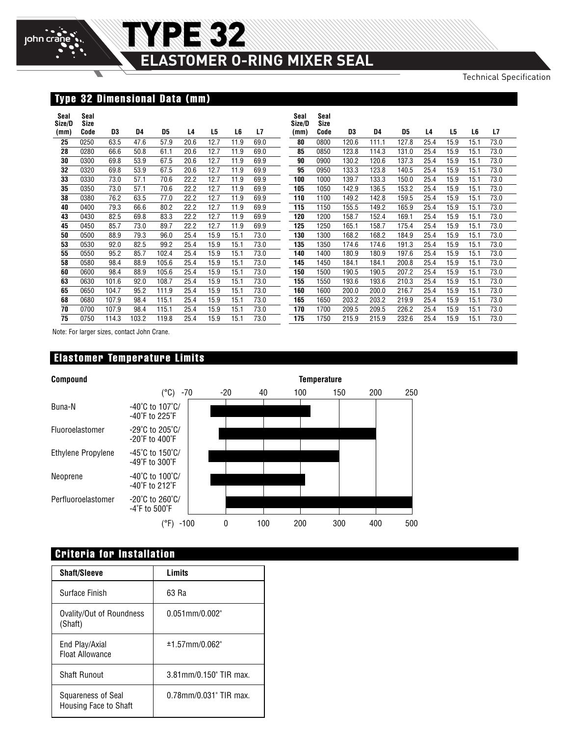# TYPE 32

## ELASTOMER O-RING MIXER SEAL

Technical Specification

### Type 32 Dimensional Data (mm)

| Seal Size/D (mm) | Seal Size Code | D3 | D4 | D5 | L4 | L5 | L6 | L7 |
|---|---|---|---|---|---|---|---|---|
| 25 | 0250 | 63.5 | 47.6 | 57.9 | 20.6 | 12.7 | 11.9 | 69.0 |
| 28 | 0280 | 66.6 | 50.8 | 61.1 | 20.6 | 12.7 | 11.9 | 69.0 |
| 30 | 0300 | 69.8 | 53.9 | 67.5 | 20.6 | 12.7 | 11.9 | 69.9 |
| 32 | 0320 | 69.8 | 53.9 | 67.5 | 20.6 | 12.7 | 11.9 | 69.9 |
| 33 | 0330 | 73.0 | 57.1 | 70.6 | 22.2 | 12.7 | 11.9 | 69.9 |
| 35 | 0350 | 73.0 | 57.1 | 70.6 | 22.2 | 12.7 | 11.9 | 69.9 |
| 38 | 0380 | 76.2 | 63.5 | 77.0 | 22.2 | 12.7 | 11.9 | 69.9 |
| 40 | 0400 | 79.3 | 66.6 | 80.2 | 22.2 | 12.7 | 11.9 | 69.9 |
| 43 | 0430 | 82.5 | 69.8 | 83.3 | 22.2 | 12.7 | 11.9 | 69.9 |
| 45 | 0450 | 85.7 | 73.0 | 89.7 | 22.2 | 12.7 | 11.9 | 69.9 |
| 50 | 0500 | 88.9 | 79.3 | 96.0 | 25.4 | 15.9 | 15.1 | 73.0 |
| 53 | 0530 | 92.0 | 82.5 | 99.2 | 25.4 | 15.9 | 15.1 | 73.0 |
| 55 | 0550 | 95.2 | 85.7 | 102.4 | 25.4 | 15.9 | 15.1 | 73.0 |
| 58 | 0580 | 98.4 | 88.9 | 105.6 | 25.4 | 15.9 | 15.1 | 73.0 |
| 60 | 0600 | 98.4 | 88.9 | 105.6 | 25.4 | 15.9 | 15.1 | 73.0 |
| 63 | 0630 | 101.6 | 92.0 | 108.7 | 25.4 | 15.9 | 15.1 | 73.0 |
| 65 | 0650 | 104.7 | 95.2 | 111.9 | 25.4 | 15.9 | 15.1 | 73.0 |
| 68 | 0680 | 107.9 | 98.4 | 115.1 | 25.4 | 15.9 | 15.1 | 73.0 |
| 70 | 0700 | 107.9 | 98.4 | 115.1 | 25.4 | 15.9 | 15.1 | 73.0 |
| 75 | 0750 | 114.3 | 103.2 | 119.8 | 25.4 | 15.9 | 15.1 | 73.0 |
| 80 | 0800 | 120.6 | 111.1 | 127.8 | 25.4 | 15.9 | 15.1 | 73.0 |
| 85 | 0850 | 123.8 | 114.3 | 131.0 | 25.4 | 15.9 | 15.1 | 73.0 |
| 90 | 0900 | 130.2 | 120.6 | 137.3 | 25.4 | 15.9 | 15.1 | 73.0 |
| 95 | 0950 | 133.3 | 123.8 | 140.5 | 25.4 | 15.9 | 15.1 | 73.0 |
| 100 | 1000 | 139.7 | 133.3 | 150.0 | 25.4 | 15.9 | 15.1 | 73.0 |
| 105 | 1050 | 142.9 | 136.5 | 153.2 | 25.4 | 15.9 | 15.1 | 73.0 |
| 110 | 1100 | 149.2 | 142.8 | 159.5 | 25.4 | 15.9 | 15.1 | 73.0 |
| 115 | 1150 | 155.5 | 149.2 | 165.9 | 25.4 | 15.9 | 15.1 | 73.0 |
| 120 | 1200 | 158.7 | 152.4 | 169.1 | 25.4 | 15.9 | 15.1 | 73.0 |
| 125 | 1250 | 165.1 | 158.7 | 175.4 | 25.4 | 15.9 | 15.1 | 73.0 |
| 130 | 1300 | 168.2 | 168.2 | 184.9 | 25.4 | 15.9 | 15.1 | 73.0 |
| 135 | 1350 | 174.6 | 174.6 | 191.3 | 25.4 | 15.9 | 15.1 | 73.0 |
| 140 | 1400 | 180.9 | 180.9 | 197.6 | 25.4 | 15.9 | 15.1 | 73.0 |
| 145 | 1450 | 184.1 | 184.1 | 200.8 | 25.4 | 15.9 | 15.1 | 73.0 |
| 150 | 1500 | 190.5 | 190.5 | 207.2 | 25.4 | 15.9 | 15.1 | 73.0 |
| 155 | 1550 | 193.6 | 193.6 | 210.3 | 25.4 | 15.9 | 15.1 | 73.0 |
| 160 | 1600 | 200.0 | 200.0 | 216.7 | 25.4 | 15.9 | 15.1 | 73.0 |
| 165 | 1650 | 203.2 | 203.2 | 219.9 | 25.4 | 15.9 | 15.1 | 73.0 |
| 170 | 1700 | 209.5 | 209.5 | 226.2 | 25.4 | 15.9 | 15.1 | 73.0 |
| 175 | 1750 | 215.9 | 215.9 | 232.6 | 25.4 | 15.9 | 15.1 | 73.0 |

Note: For larger sizes, contact John Crane.

### Elastomer Temperature Limits

| Compound | Temperature |
|---|---|
| Buna-N | -40°C to 107°C/ -40°F to 225°F |
| Fluoroelastomer | -29°C to 205°C/ -20°F to 400°F |
| Ethylene Propylene | -45°C to 150°C/ -49°F to 300°F |
| Neoprene | -40°C to 100°C/ -40°F to 212°F |
| Perfluoroelastomer | -20°C to 260°C/ -4°F to 500°F |

(°C) -70, -20, 40, 100, 150, 200, 250

(°F) -100, 0, 100, 200, 300, 400, 500

### Criteria for Installation

| Shaft/Sleeve | Limits |
|---|---|
| Surface Finish | 63 Ra |
| Ovality/Out of Roundness (Shaft) | 0.051mm/0.002" |
| End Play/Axial Float Allowance | ±1.57mm/0.062" |
| Shaft Runout | 3.81mm/0.150" TIR max. |
| Squareness of Seal Housing Face to Shaft | 0.78mm/0.031" TIR max. |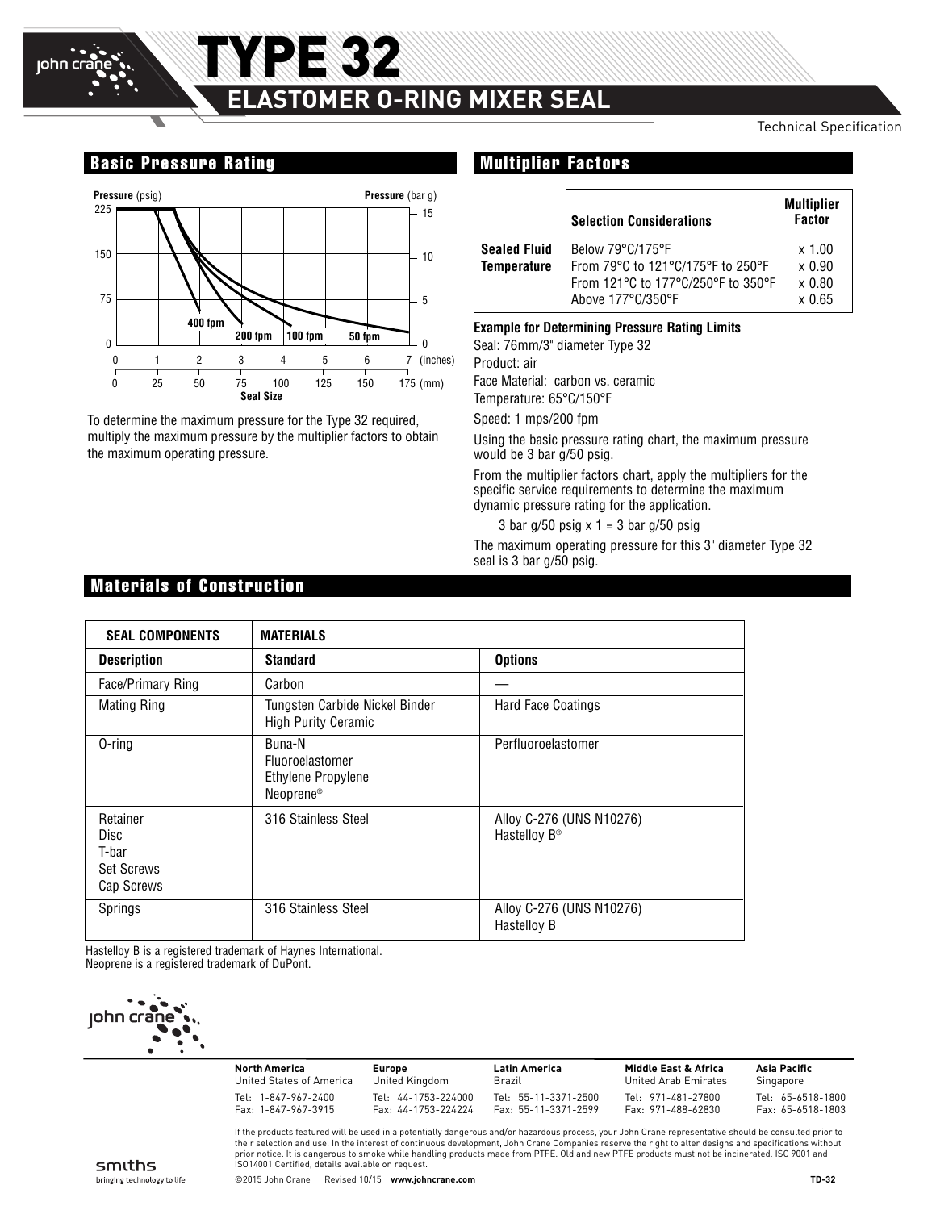# TYPE 32

## ELASTOMER O-RING MIXER SEAL

Technical Specification

## Basic Pressure Rating

Pressure (psig)
Pressure (bar g)
225
150
75
0
15
10
5
0
400 fpm
200 fpm
100 fpm
50 fpm
0 1 2 3 4 5 6 7 (inches)
0 25 50 75 100 125 150 175 (mm)
Seal Size

To determine the maximum pressure for the Type 32 required, multiply the maximum pressure by the multiplier factors to obtain the maximum operating pressure.

## Multiplier Factors

| | Selection Considerations | Multiplier Factor |
|---|---|---|
| **Sealed Fluid Temperature** | Below 79°C/175°F<br>From 79°C to 121°C/175°F to 250°F<br>From 121°C to 177°C/250°F to 350°F<br>Above 177°C/350°F | x 1.00<br>x 0.90<br>x 0.80<br>x 0.65 |

**Example for Determining Pressure Rating Limits**

Seal: 76mm/3" diameter Type 32

Product: air

Face Material: carbon vs. ceramic

Temperature: 65°C/150°F

Speed: 1 mps/200 fpm

Using the basic pressure rating chart, the maximum pressure would be 3 bar g/50 psig.

From the multiplier factors chart, apply the multipliers for the specific service requirements to determine the maximum dynamic pressure rating for the application.

3 bar g/50 psig x 1 = 3 bar g/50 psig

The maximum operating pressure for this 3" diameter Type 32 seal is 3 bar g/50 psig.

## Materials of Construction

| SEAL COMPONENTS | MATERIALS | |
|---|---|---|
| **Description** | **Standard** | **Options** |
| Face/Primary Ring | Carbon | — |
| Mating Ring | Tungsten Carbide Nickel Binder<br>High Purity Ceramic | Hard Face Coatings |
| O-ring | Buna-N<br>Fluoroelastomer<br>Ethylene Propylene<br>Neoprene® | Perfluoroelastomer |
| Retainer<br>Disc<br>T-bar<br>Set Screws<br>Cap Screws | 316 Stainless Steel | Alloy C-276 (UNS N10276)<br>Hastelloy B® |
| Springs | 316 Stainless Steel | Alloy C-276 (UNS N10276)<br>Hastelloy B |

Hastelloy B is a registered trademark of Haynes International.
Neoprene is a registered trademark of DuPont.

| North America | Europe | Latin America | Middle East & Africa | Asia Pacific |
|---|---|---|---|---|
| United States of America | United Kingdom | Brazil | United Arab Emirates | Singapore |
| Tel: 1-847-967-2400<br>Fax: 1-847-967-3915 | Tel: 44-1753-224000<br>Fax: 44-1753-224224 | Tel: 55-11-3371-2500<br>Fax: 55-11-3371-2599 | Tel: 971-481-27800<br>Fax: 971-488-62830 | Tel: 65-6518-1800<br>Fax: 65-6518-1803 |

If the products featured will be used in a potentially dangerous and/or hazardous process, your John Crane representative should be consulted prior to their selection and use. In the interest of continuous development, John Crane Companies reserve the right to alter designs and specifications without prior notice. It is dangerous to smoke while handling products made from PTFE. Old and new PTFE products must not be incinerated. ISO 9001 and ISO14001 Certified, details available on request.

©2015 John Crane Revised 10/15 **www.johncrane.com** **TD-32**